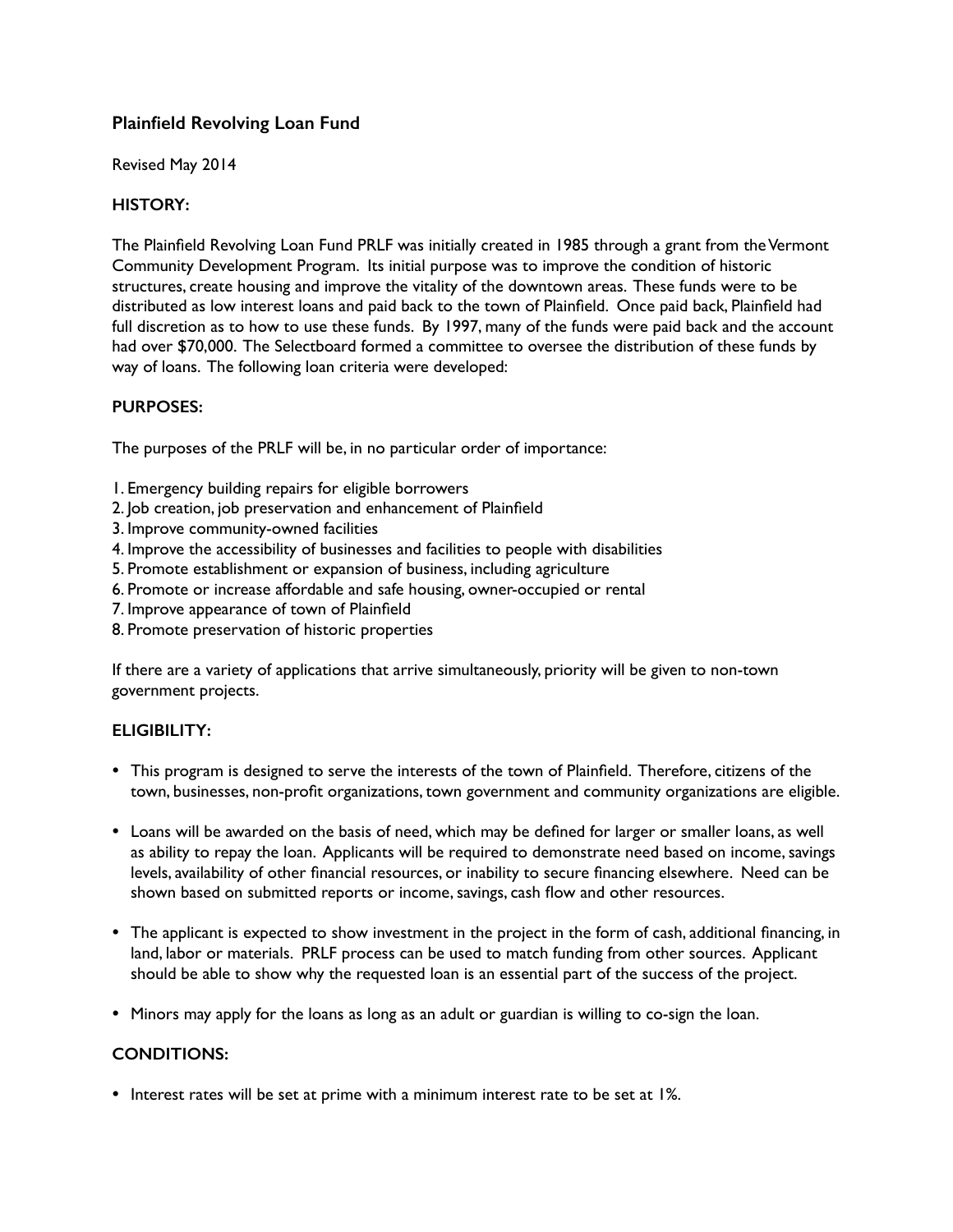## Plainfield Revolving Loan Fund

Revised May 2014

### HISTORY:

The Plainfield Revolving Loan Fund PRLF was initially created in 1985 through a grant from the Vermont Community Development Program. Its initial purpose was to improve the condition of historic structures, create housing and improve the vitality of the downtown areas. These funds were to be distributed as low interest loans and paid back to the town of Plainfield. Once paid back, Plainfield had full discretion as to how to use these funds. By 1997, many of the funds were paid back and the account had over $70,000. The Selectboard formed a committee to oversee the distribution of these funds by way of loans. The following loan criteria were developed:

### PURPOSES:

The purposes of the PRLF will be, in no particular order of importance:

1. Emergency building repairs for eligible borrowers
2. Job creation, job preservation and enhancement of Plainfield
3. Improve community-owned facilities
4. Improve the accessibility of businesses and facilities to people with disabilities
5. Promote establishment or expansion of business, including agriculture
6. Promote or increase affordable and safe housing, owner-occupied or rental
7. Improve appearance of town of Plainfield
8. Promote preservation of historic properties

If there are a variety of applications that arrive simultaneously, priority will be given to non-town government projects.

### ELIGIBILITY:

- This program is designed to serve the interests of the town of Plainfield. Therefore, citizens of the town, businesses, non-profit organizations, town government and community organizations are eligible.
- Loans will be awarded on the basis of need, which may be defined for larger or smaller loans, as well as ability to repay the loan. Applicants will be required to demonstrate need based on income, savings levels, availability of other financial resources, or inability to secure financing elsewhere. Need can be shown based on submitted reports or income, savings, cash flow and other resources.
- The applicant is expected to show investment in the project in the form of cash, additional financing, in land, labor or materials. PRLF process can be used to match funding from other sources. Applicant should be able to show why the requested loan is an essential part of the success of the project.
- Minors may apply for the loans as long as an adult or guardian is willing to co-sign the loan.

### CONDITIONS:

- Interest rates will be set at prime with a minimum interest rate to be set at 1%.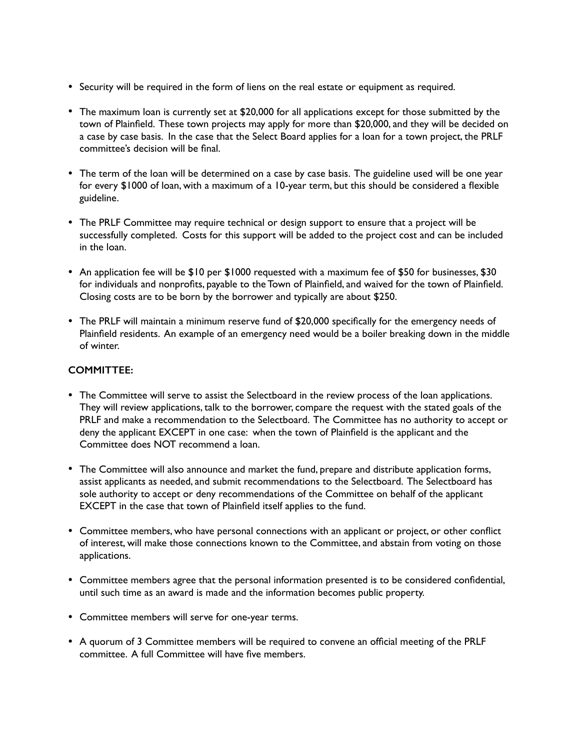- Security will be required in the form of liens on the real estate or equipment as required.

- The maximum loan is currently set at $20,000 for all applications except for those submitted by the town of Plainfield. These town projects may apply for more than $20,000, and they will be decided on a case by case basis. In the case that the Select Board applies for a loan for a town project, the PRLF committee's decision will be final.

- The term of the loan will be determined on a case by case basis. The guideline used will be one year for every $1000 of loan, with a maximum of a 10-year term, but this should be considered a flexible guideline.

- The PRLF Committee may require technical or design support to ensure that a project will be successfully completed. Costs for this support will be added to the project cost and can be included in the loan.

- An application fee will be $10 per $1000 requested with a maximum fee of $50 for businesses, $30 for individuals and nonprofits, payable to the Town of Plainfield, and waived for the town of Plainfield. Closing costs are to be born by the borrower and typically are about $250.

- The PRLF will maintain a minimum reserve fund of $20,000 specifically for the emergency needs of Plainfield residents. An example of an emergency need would be a boiler breaking down in the middle of winter.

**COMMITTEE:**

- The Committee will serve to assist the Selectboard in the review process of the loan applications. They will review applications, talk to the borrower, compare the request with the stated goals of the PRLF and make a recommendation to the Selectboard. The Committee has no authority to accept or deny the applicant EXCEPT in one case: when the town of Plainfield is the applicant and the Committee does NOT recommend a loan.

- The Committee will also announce and market the fund, prepare and distribute application forms, assist applicants as needed, and submit recommendations to the Selectboard. The Selectboard has sole authority to accept or deny recommendations of the Committee on behalf of the applicant EXCEPT in the case that town of Plainfield itself applies to the fund.

- Committee members, who have personal connections with an applicant or project, or other conflict of interest, will make those connections known to the Committee, and abstain from voting on those applications.

- Committee members agree that the personal information presented is to be considered confidential, until such time as an award is made and the information becomes public property.

- Committee members will serve for one-year terms.

- A quorum of 3 Committee members will be required to convene an official meeting of the PRLF committee. A full Committee will have five members.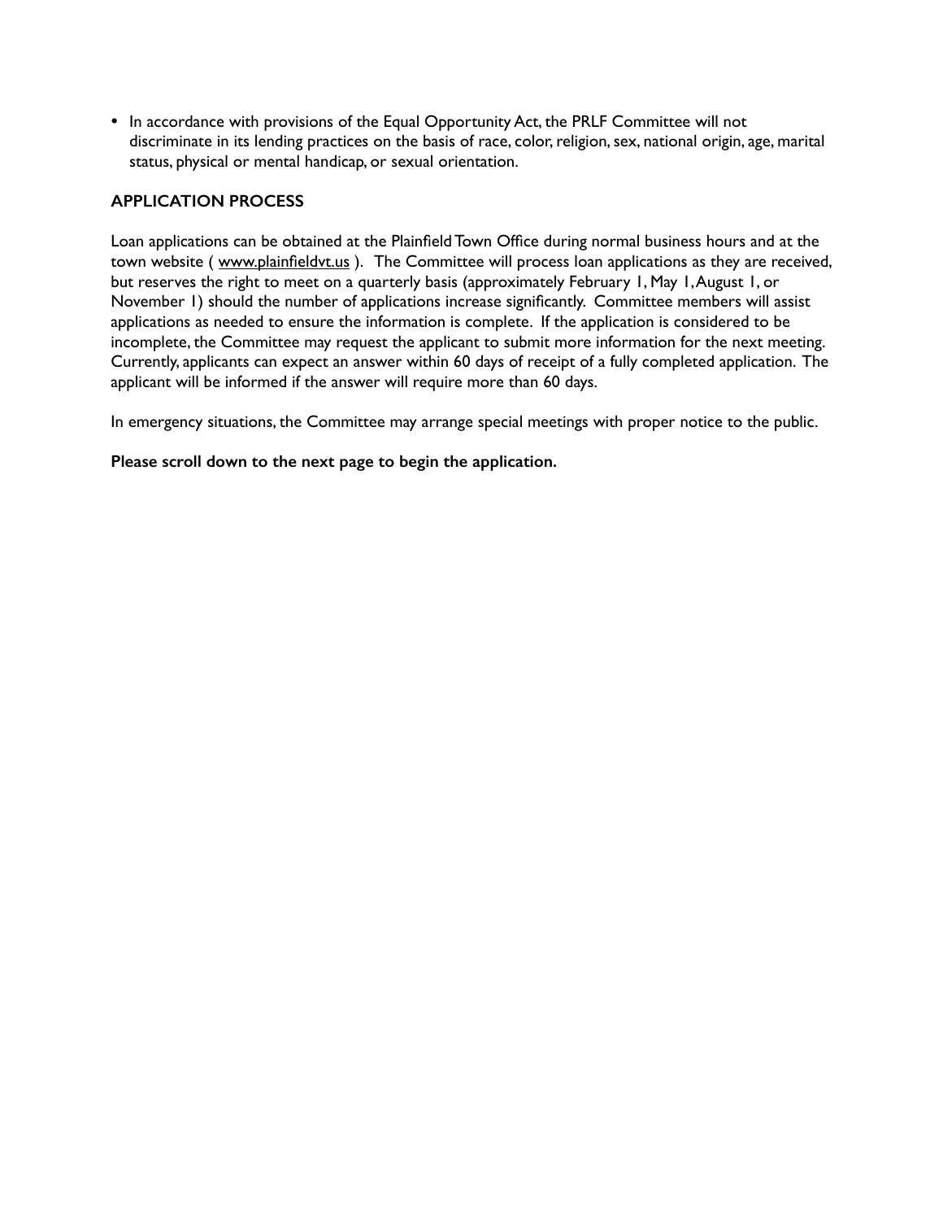- In accordance with provisions of the Equal Opportunity Act, the PRLF Committee will not discriminate in its lending practices on the basis of race, color, religion, sex, national origin, age, marital status, physical or mental handicap, or sexual orientation.

## APPLICATION PROCESS

Loan applications can be obtained at the Plainfield Town Office during normal business hours and at the town website ( www.plainfieldvt.us ). The Committee will process loan applications as they are received, but reserves the right to meet on a quarterly basis (approximately February 1, May 1, August 1, or November 1) should the number of applications increase significantly. Committee members will assist applications as needed to ensure the information is complete. If the application is considered to be incomplete, the Committee may request the applicant to submit more information for the next meeting. Currently, applicants can expect an answer within 60 days of receipt of a fully completed application. The applicant will be informed if the answer will require more than 60 days.

In emergency situations, the Committee may arrange special meetings with proper notice to the public.

**Please scroll down to the next page to begin the application.**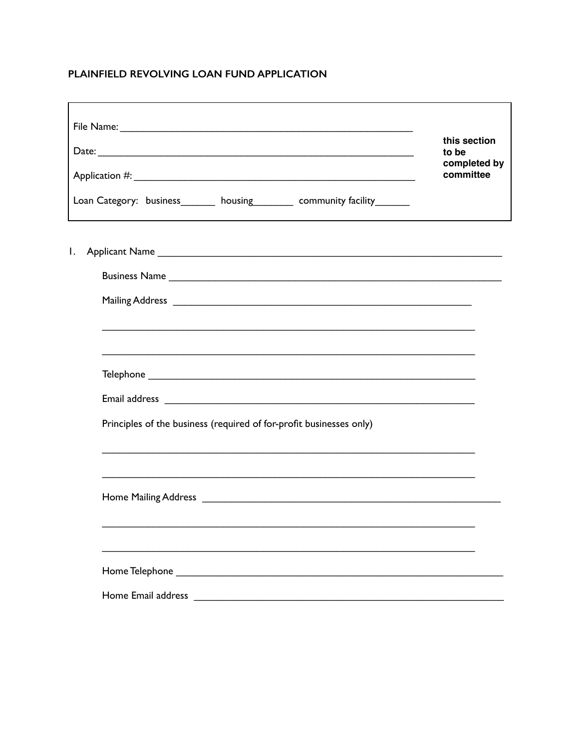# PLAINFIELD REVOLVING LOAN FUND APPLICATION

| | |
|---|---|
| File Name: ______________________________________________ | **this section to be completed by committee** |
| Date: ______________________________________________ | |
| Application #: ______________________________________________ | |
| Loan Category: business_______ housing________ community facility_______ | |

1. Applicant Name ______________________________________________

   Business Name ______________________________________________

   Mailing Address ______________________________________________

   ______________________________________________

   ______________________________________________

   Telephone ______________________________________________

   Email address ______________________________________________

   Principles of the business (required of for-profit businesses only)

   ______________________________________________

   ______________________________________________

   Home Mailing Address ______________________________________________

   ______________________________________________

   ______________________________________________

   Home Telephone ______________________________________________

   Home Email address ______________________________________________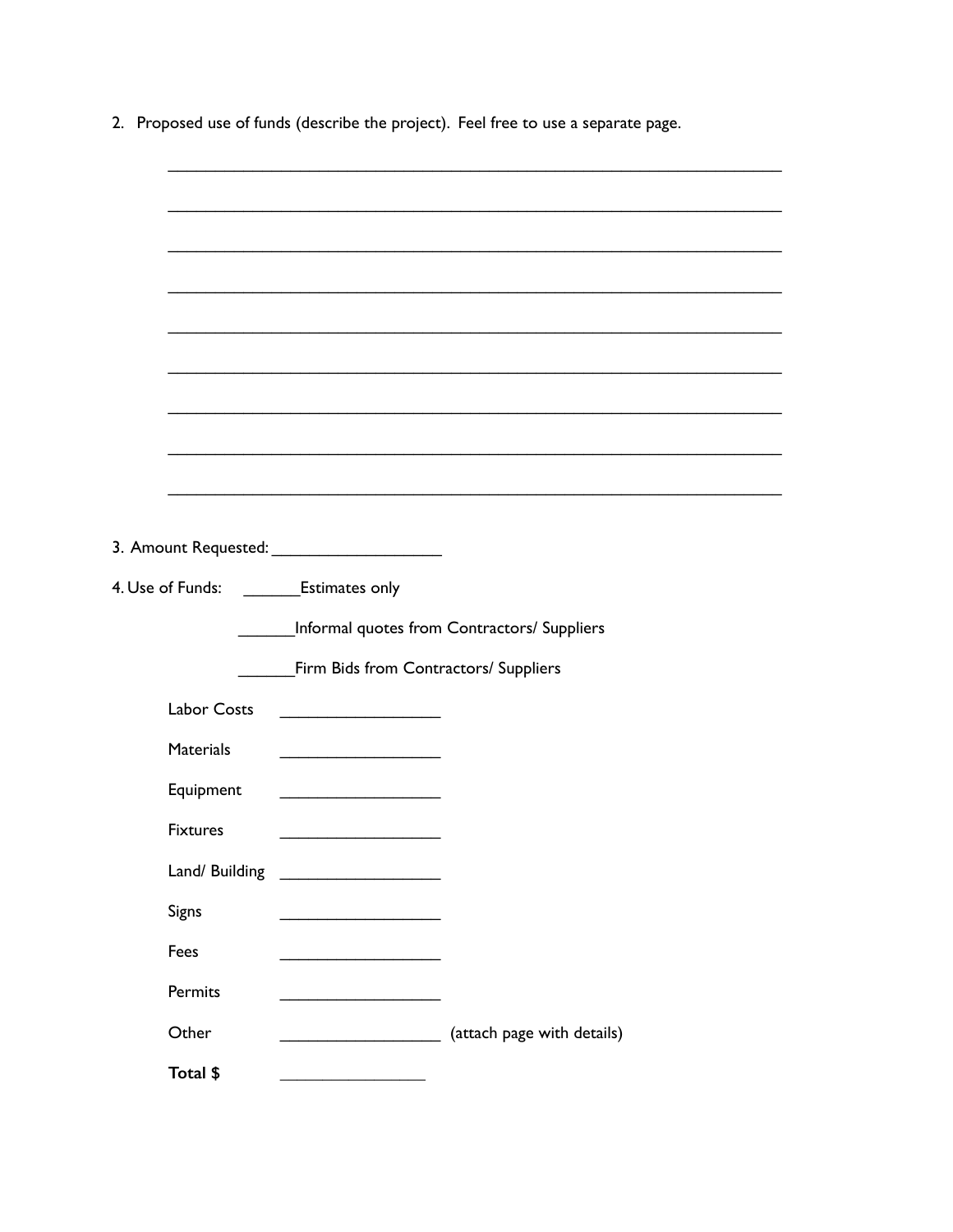2. Proposed use of funds (describe the project). Feel free to use a separate page.

_______________________________________________________________

_______________________________________________________________

_______________________________________________________________

_______________________________________________________________

_______________________________________________________________

_______________________________________________________________

_______________________________________________________________

_______________________________________________________________

_______________________________________________________________

3. Amount Requested: ___________________

4. Use of Funds: _______Estimates only

______Informal quotes from Contractors/ Suppliers

______Firm Bids from Contractors/ Suppliers

Labor Costs __________________

Materials __________________

Equipment __________________

Fixtures __________________

Land/ Building __________________

Signs __________________

Fees __________________

Permits __________________

Other __________________ (attach page with details)

**Total $** ________________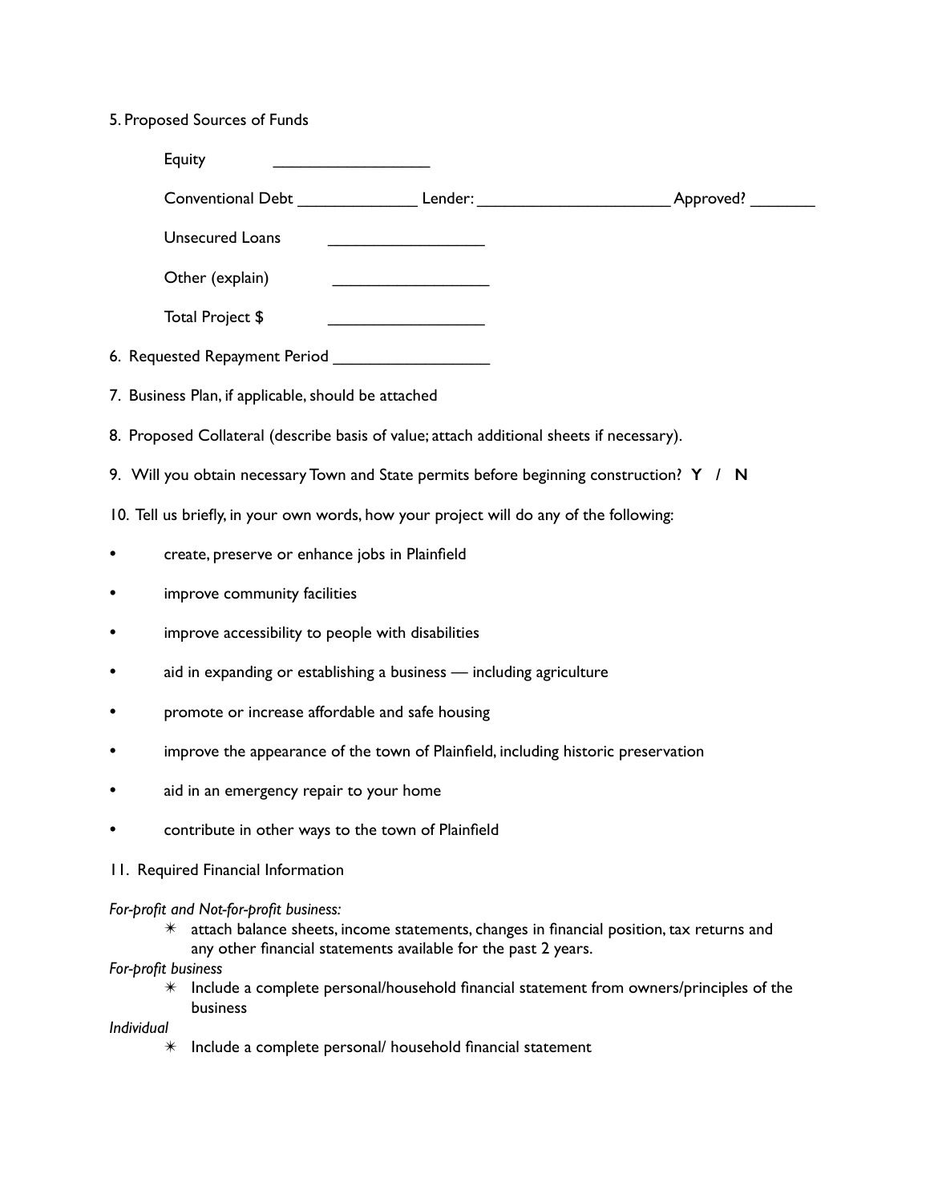5. Proposed Sources of Funds

Equity ___________________

Conventional Debt ______________ Lender: _______________________ Approved? ________

Unsecured Loans ___________________

Other (explain) ___________________

Total Project $ ___________________

6. Requested Repayment Period ___________________

7. Business Plan, if applicable, should be attached

8. Proposed Collateral (describe basis of value; attach additional sheets if necessary).

9. Will you obtain necessary Town and State permits before beginning construction? **Y / N**

10. Tell us briefly, in your own words, how your project will do any of the following:

- create, preserve or enhance jobs in Plainfield
- improve community facilities
- improve accessibility to people with disabilities
- aid in expanding or establishing a business — including agriculture
- promote or increase affordable and safe housing
- improve the appearance of the town of Plainfield, including historic preservation
- aid in an emergency repair to your home
- contribute in other ways to the town of Plainfield

11. Required Financial Information

*For-profit and Not-for-profit business:*

- ✳ attach balance sheets, income statements, changes in financial position, tax returns and any other financial statements available for the past 2 years.

*For-profit business*

- ✳ Include a complete personal/household financial statement from owners/principles of the business

*Individual*

- ✳ Include a complete personal/ household financial statement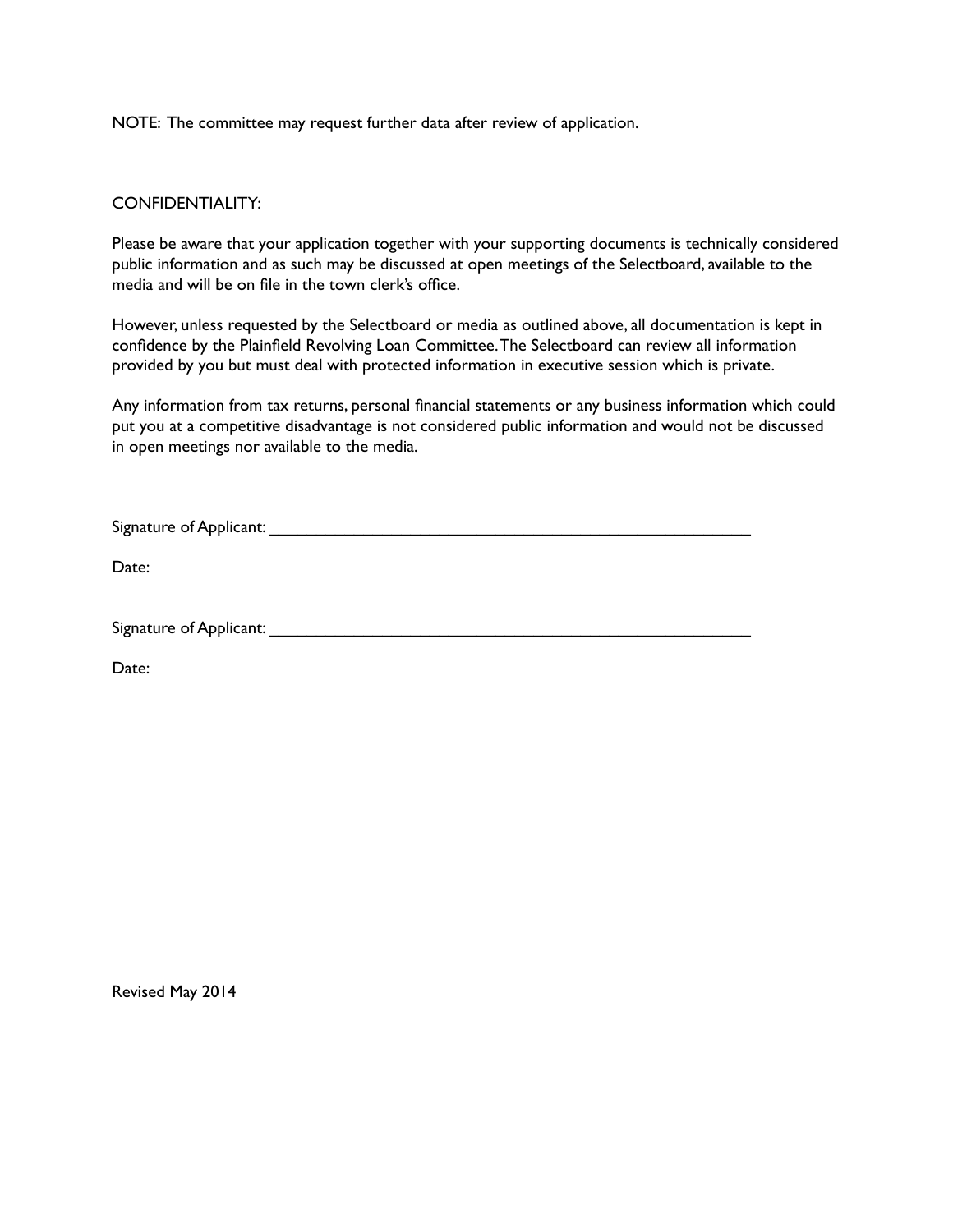NOTE: The committee may request further data after review of application.

CONFIDENTIALITY:

Please be aware that your application together with your supporting documents is technically considered public information and as such may be discussed at open meetings of the Selectboard, available to the media and will be on file in the town clerk's office.

However, unless requested by the Selectboard or media as outlined above, all documentation is kept in confidence by the Plainfield Revolving Loan Committee. The Selectboard can review all information provided by you but must deal with protected information in executive session which is private.

Any information from tax returns, personal financial statements or any business information which could put you at a competitive disadvantage is not considered public information and would not be discussed in open meetings nor available to the media.

Signature of Applicant: ________________________________________________________

Date:

Signature of Applicant: ________________________________________________________

Date:

Revised May 2014